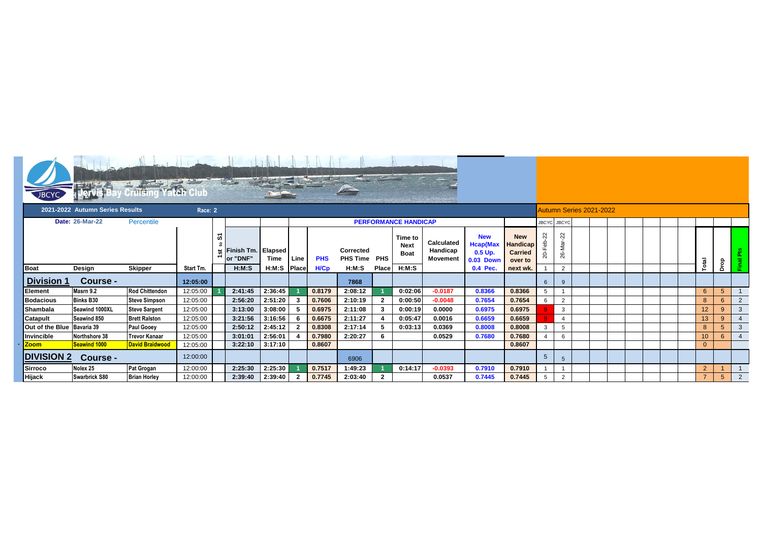# Jervis Bay Cruising Yatch Club

**2021-2022 Autumn Series Results** — **Race: 2**

**Date: 26-Mar-22** — Percentile

Autumn Series 2021-2022

| Boat | Design | Skipper | Start Tm. | 1st to S1 | Finish Tm. or "DNF" H:M:S | Elapsed Time H:M:S | Line Place | PHS H/Cp | Corrected PHS Time H:M:S | PHS Place | Time to Next Boat H:M:S | Calculated Handicap Movement | New Hcap(Max 0.5 Up. 0.03 Down 0.4 Pec. | New Handicap Carried over to next wk. | 20-Feb-22 (JBCYC) 1 | 26-Mar-22 (JBCYC) 2 | Total | Drop | Final Pts |
|---|---|---|---|---|---|---|---|---|---|---|---|---|---|---|---|---|---|---|---|
| **Division 1** | **Course -** | | **12:05:00** | | | | | | 7868 | | | | | | 6 | 9 | | | |
| Element | Masrn 9.2 | Rod Chittendon | 12:05:00 | 1 | 2:41:45 | 2:36:45 | 1 | 0.8179 | 2:08:12 | 1 | 0:02:06 | -0.0187 | 0.8366 | 0.8366 | 5 | 1 | 6 | 5 | 1 |
| Bodacious | Binks B30 | Steve Simpson | 12:05:00 | | 2:56:20 | 2:51:20 | 3 | 0.7606 | 2:10:19 | 2 | 0:00:50 | -0.0048 | 0.7654 | 0.7654 | 6 | 2 | 8 | 6 | 2 |
| Shambala | Seawind 1000XL | Steve Sargent | 12:05:00 | | 3:13:00 | 3:08:00 | 5 | 0.6975 | 2:11:08 | 3 | 0:00:19 | 0.0000 | 0.6975 | 0.6975 | 9 | 3 | 12 | 9 | 3 |
| Catapult | Seawind 850 | Brett Ralston | 12:05:00 | | 3:21:56 | 3:16:56 | 6 | 0.6675 | 2:11:27 | 4 | 0:05:47 | 0.0016 | 0.6659 | 0.6659 | 9 | 4 | 13 | 9 | 4 |
| Out of the Blue | Bavaria 39 | Paul Gooey | 12:05:00 | | 2:50:12 | 2:45:12 | 2 | 0.8308 | 2:17:14 | 5 | 0:03:13 | 0.0369 | 0.8008 | 0.8008 | 3 | 5 | 8 | 5 | 3 |
| Invincible | Northshore 38 | Trevor Kanaar | 12:05:00 | | 3:01:01 | 2:56:01 | 4 | 0.7980 | 2:20:27 | 6 | | 0.0529 | 0.7680 | 0.7680 | 4 | 6 | 10 | 6 | 4 |
| Zoom | Seawind 1000 | David Braidwood | 12:05:00 | | 3:22:10 | 3:17:10 | | 0.8607 | | | | | | 0.8607 | | | 0 | | |
| **DIVISION 2** | **Course -** | | 12:00:00 | | | | | | 6906 | | | | | | 5 | 5 | | | |
| Sirroco | Nolex 25 | Pat Grogan | 12:00:00 | | 2:25:30 | 2:25:30 | 1 | 0.7517 | 1:49:23 | 1 | 0:14:17 | -0.0393 | 0.7910 | 0.7910 | 1 | 1 | 2 | 1 | 1 |
| Hijack | Swarbrick S80 | Brian Horley | 12:00:00 | | 2:39:40 | 2:39:40 | 2 | 0.7745 | 2:03:40 | 2 | | 0.0537 | 0.7445 | 0.7445 | 5 | 2 | 7 | 5 | 2 |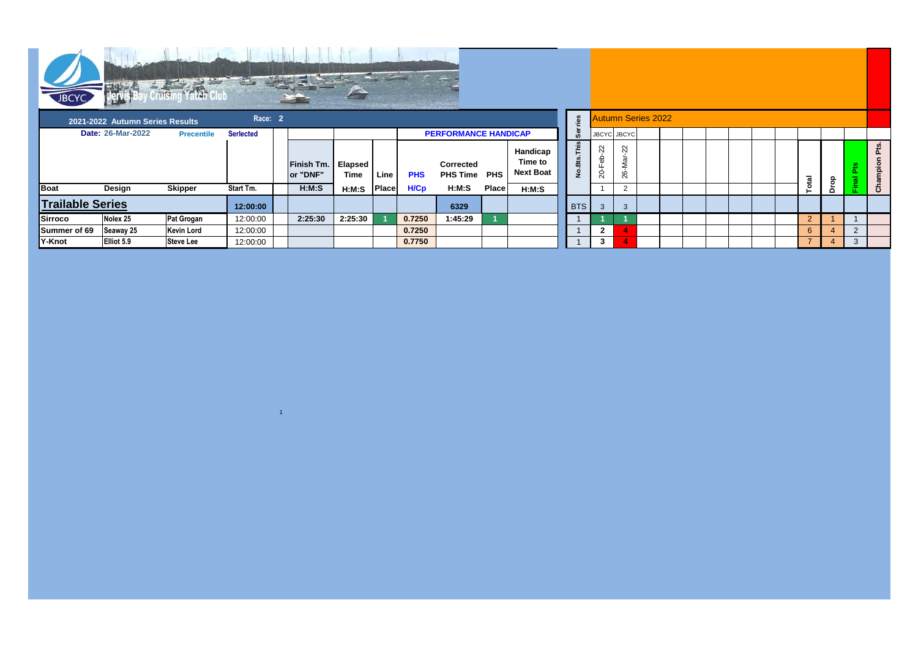Jervis Bay Cruising Yacht Club

2021-2022 Autumn Series Results — Race: 2

Date: 26-Mar-2022 — Precentile — Serlected

Autumn Series 2022

| Boat | Design | Skipper | Start Tm. | Finish Tm. or "DNF" H:M:S | Elapsed Time H:M:S | Line Place | PHS H/Cp | Corrected PHS Time H:M:S | PHS Place | Handicap Time to Next Boat H:M:S | No.Bts.This Series | 20-Feb-22 (JBCYC) 1 | 26-Mar-22 (JBCYC) 2 | Total | Drop | Final Pts | Champion Pts. |
|---|---|---|---|---|---|---|---|---|---|---|---|---|---|---|---|---|---|
| **Trailable Series** | | | 12:00:00 | | | | | 6329 | | | BTS | 3 | 3 | | | | |
| Sirroco | Nolex 25 | Pat Grogan | 12:00:00 | 2:25:30 | 2:25:30 | 1 | 0.7250 | 1:45:29 | 1 | | 1 | 1 | 1 | 2 | 1 | 1 | |
| Summer of 69 | Seaway 25 | Kevin Lord | 12:00:00 | | | | 0.7250 | | | | 1 | 2 | 4 | 6 | 4 | 2 | |
| Y-Knot | Elliot 5.9 | Steve Lee | 12:00:00 | | | | 0.7750 | | | | 1 | 3 | 4 | 7 | 4 | 3 | |